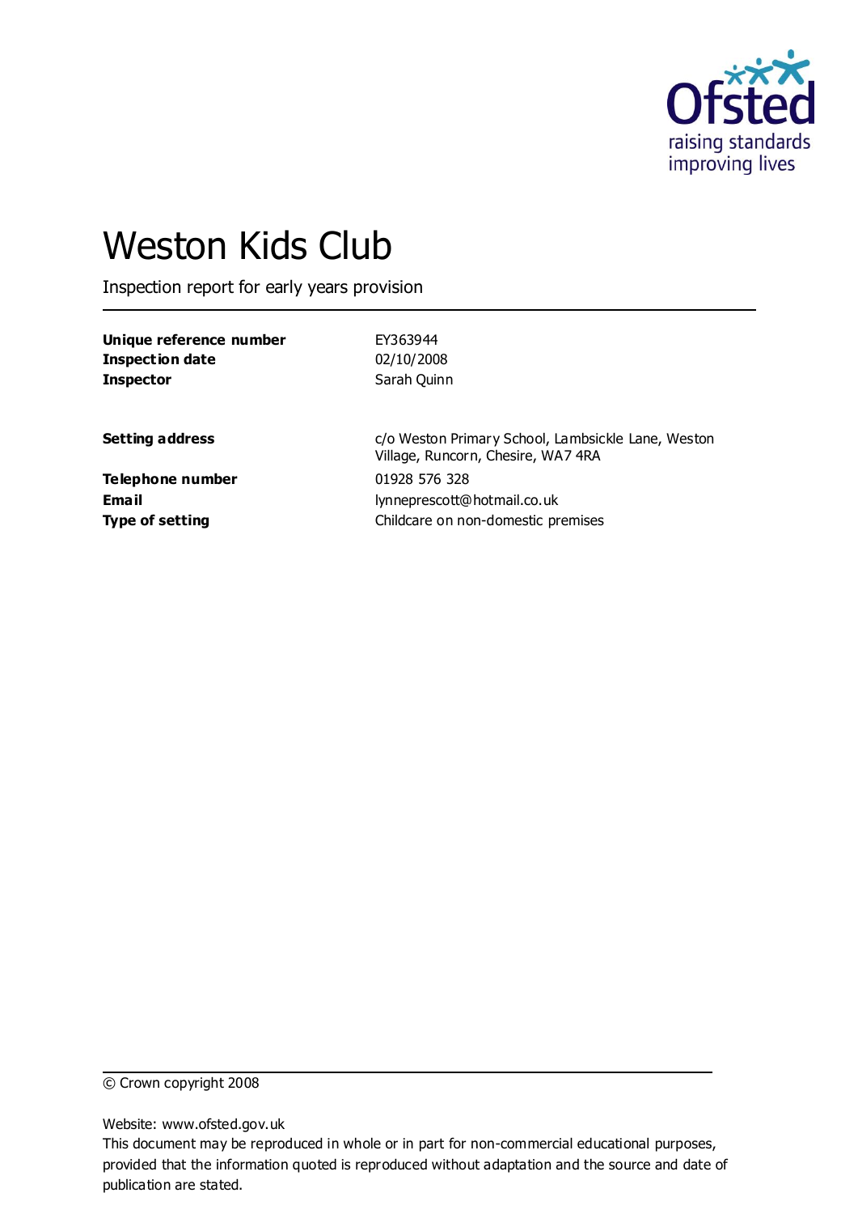Ofsted
raising standards
improving lives

# Weston Kids Club

Inspection report for early years provision

| | |
|---|---|
| **Unique reference number** | EY363944 |
| **Inspection date** | 02/10/2008 |
| **Inspector** | Sarah Quinn |

| | |
|---|---|
| **Setting address** | c/o Weston Primary School, Lambsickle Lane, Weston Village, Runcorn, Chesire, WA7 4RA |
| **Telephone number** | 01928 576 328 |
| **Email** | lynneprescott@hotmail.co.uk |
| **Type of setting** | Childcare on non-domestic premises |

© Crown copyright 2008

Website: www.ofsted.gov.uk

This document may be reproduced in whole or in part for non-commercial educational purposes, provided that the information quoted is reproduced without adaptation and the source and date of publication are stated.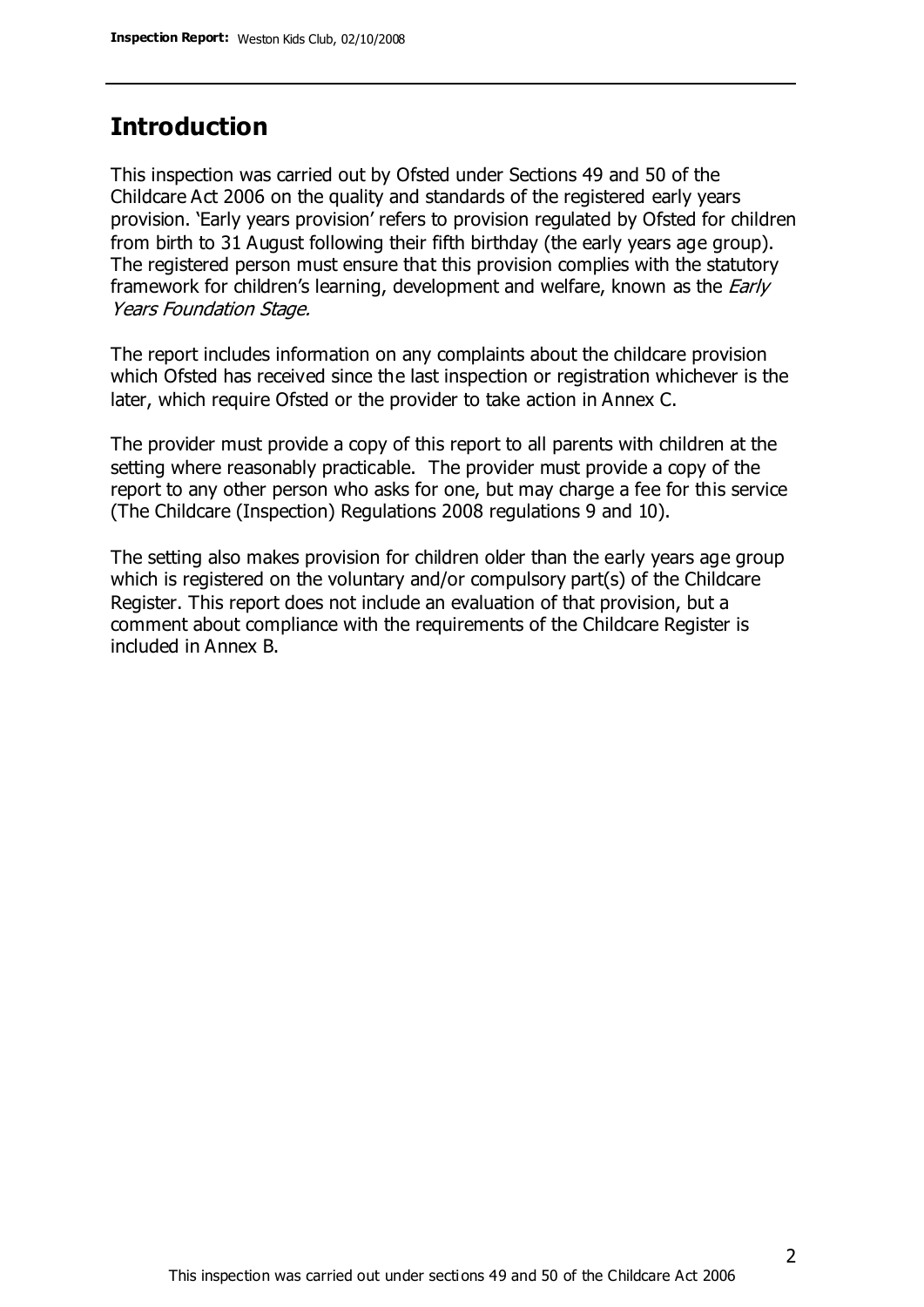## Introduction

This inspection was carried out by Ofsted under Sections 49 and 50 of the Childcare Act 2006 on the quality and standards of the registered early years provision. 'Early years provision' refers to provision regulated by Ofsted for children from birth to 31 August following their fifth birthday (the early years age group). The registered person must ensure that this provision complies with the statutory framework for children's learning, development and welfare, known as the *Early Years Foundation Stage.*

The report includes information on any complaints about the childcare provision which Ofsted has received since the last inspection or registration whichever is the later, which require Ofsted or the provider to take action in Annex C.

The provider must provide a copy of this report to all parents with children at the setting where reasonably practicable. The provider must provide a copy of the report to any other person who asks for one, but may charge a fee for this service (The Childcare (Inspection) Regulations 2008 regulations 9 and 10).

The setting also makes provision for children older than the early years age group which is registered on the voluntary and/or compulsory part(s) of the Childcare Register. This report does not include an evaluation of that provision, but a comment about compliance with the requirements of the Childcare Register is included in Annex B.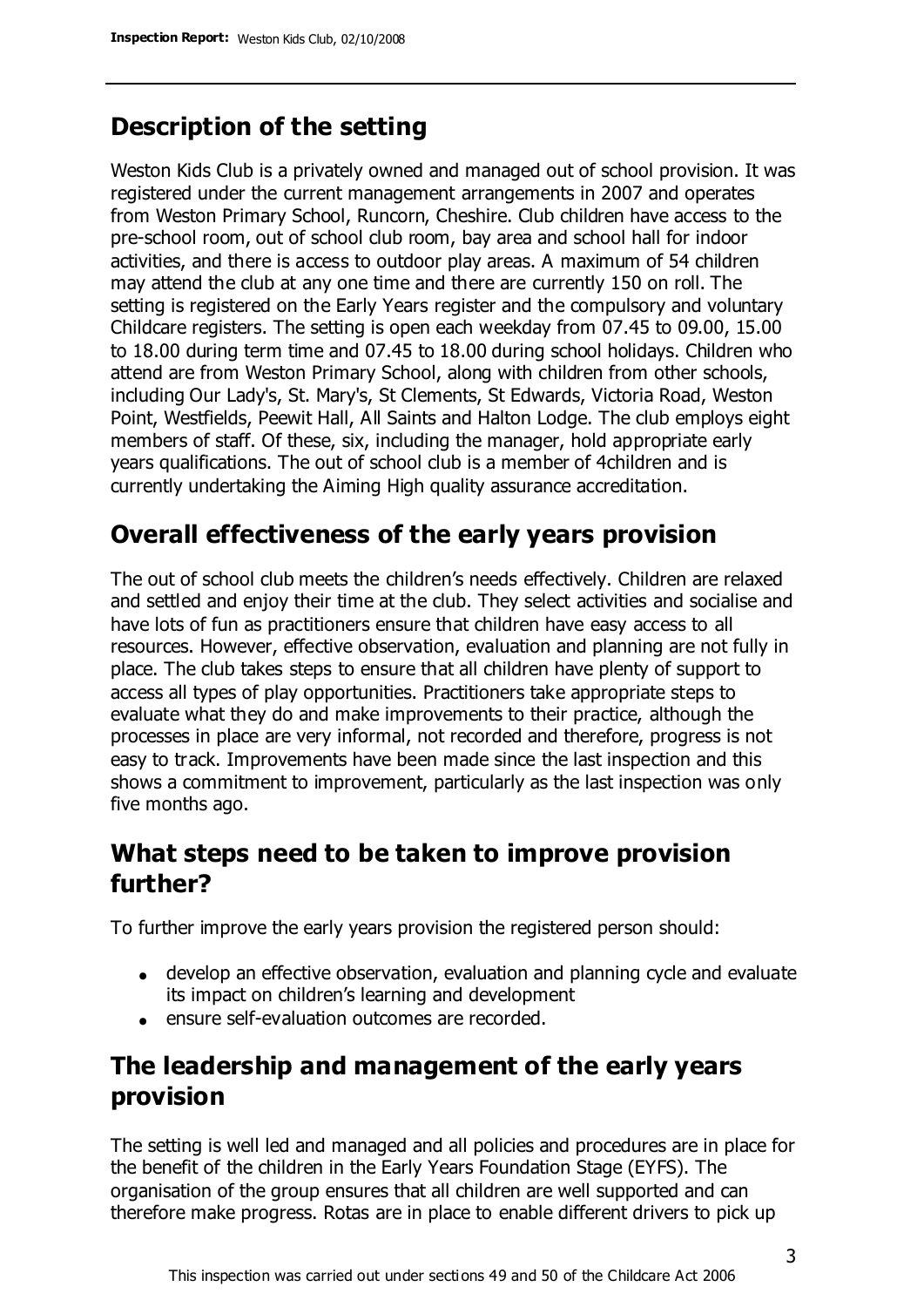## Description of the setting

Weston Kids Club is a privately owned and managed out of school provision. It was registered under the current management arrangements in 2007 and operates from Weston Primary School, Runcorn, Cheshire. Club children have access to the pre-school room, out of school club room, bay area and school hall for indoor activities, and there is access to outdoor play areas. A maximum of 54 children may attend the club at any one time and there are currently 150 on roll. The setting is registered on the Early Years register and the compulsory and voluntary Childcare registers. The setting is open each weekday from 07.45 to 09.00, 15.00 to 18.00 during term time and 07.45 to 18.00 during school holidays. Children who attend are from Weston Primary School, along with children from other schools, including Our Lady's, St. Mary's, St Clements, St Edwards, Victoria Road, Weston Point, Westfields, Peewit Hall, All Saints and Halton Lodge. The club employs eight members of staff. Of these, six, including the manager, hold appropriate early years qualifications. The out of school club is a member of 4children and is currently undertaking the Aiming High quality assurance accreditation.

## Overall effectiveness of the early years provision

The out of school club meets the children's needs effectively. Children are relaxed and settled and enjoy their time at the club. They select activities and socialise and have lots of fun as practitioners ensure that children have easy access to all resources. However, effective observation, evaluation and planning are not fully in place. The club takes steps to ensure that all children have plenty of support to access all types of play opportunities. Practitioners take appropriate steps to evaluate what they do and make improvements to their practice, although the processes in place are very informal, not recorded and therefore, progress is not easy to track. Improvements have been made since the last inspection and this shows a commitment to improvement, particularly as the last inspection was only five months ago.

## What steps need to be taken to improve provision further?

To further improve the early years provision the registered person should:

- develop an effective observation, evaluation and planning cycle and evaluate its impact on children's learning and development
- ensure self-evaluation outcomes are recorded.

## The leadership and management of the early years provision

The setting is well led and managed and all policies and procedures are in place for the benefit of the children in the Early Years Foundation Stage (EYFS). The organisation of the group ensures that all children are well supported and can therefore make progress. Rotas are in place to enable different drivers to pick up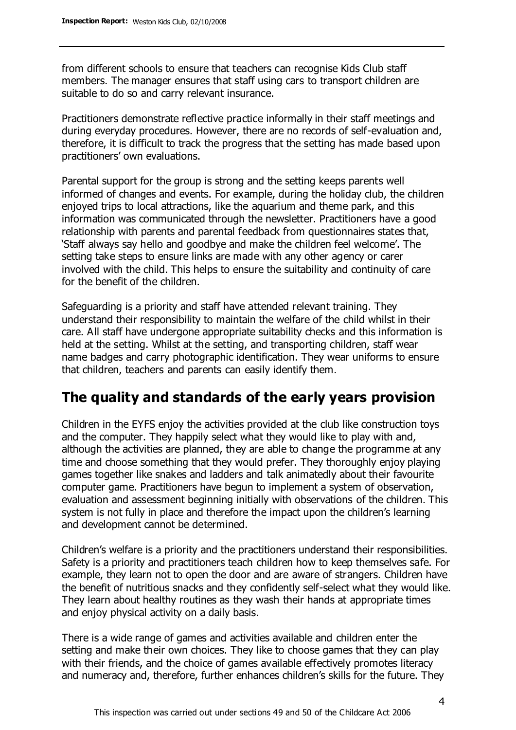from different schools to ensure that teachers can recognise Kids Club staff members. The manager ensures that staff using cars to transport children are suitable to do so and carry relevant insurance.

Practitioners demonstrate reflective practice informally in their staff meetings and during everyday procedures. However, there are no records of self-evaluation and, therefore, it is difficult to track the progress that the setting has made based upon practitioners' own evaluations.

Parental support for the group is strong and the setting keeps parents well informed of changes and events. For example, during the holiday club, the children enjoyed trips to local attractions, like the aquarium and theme park, and this information was communicated through the newsletter. Practitioners have a good relationship with parents and parental feedback from questionnaires states that, 'Staff always say hello and goodbye and make the children feel welcome'. The setting take steps to ensure links are made with any other agency or carer involved with the child. This helps to ensure the suitability and continuity of care for the benefit of the children.

Safeguarding is a priority and staff have attended relevant training. They understand their responsibility to maintain the welfare of the child whilst in their care. All staff have undergone appropriate suitability checks and this information is held at the setting. Whilst at the setting, and transporting children, staff wear name badges and carry photographic identification. They wear uniforms to ensure that children, teachers and parents can easily identify them.

## The quality and standards of the early years provision

Children in the EYFS enjoy the activities provided at the club like construction toys and the computer. They happily select what they would like to play with and, although the activities are planned, they are able to change the programme at any time and choose something that they would prefer. They thoroughly enjoy playing games together like snakes and ladders and talk animatedly about their favourite computer game. Practitioners have begun to implement a system of observation, evaluation and assessment beginning initially with observations of the children. This system is not fully in place and therefore the impact upon the children's learning and development cannot be determined.

Children's welfare is a priority and the practitioners understand their responsibilities. Safety is a priority and practitioners teach children how to keep themselves safe. For example, they learn not to open the door and are aware of strangers. Children have the benefit of nutritious snacks and they confidently self-select what they would like. They learn about healthy routines as they wash their hands at appropriate times and enjoy physical activity on a daily basis.

There is a wide range of games and activities available and children enter the setting and make their own choices. They like to choose games that they can play with their friends, and the choice of games available effectively promotes literacy and numeracy and, therefore, further enhances children's skills for the future. They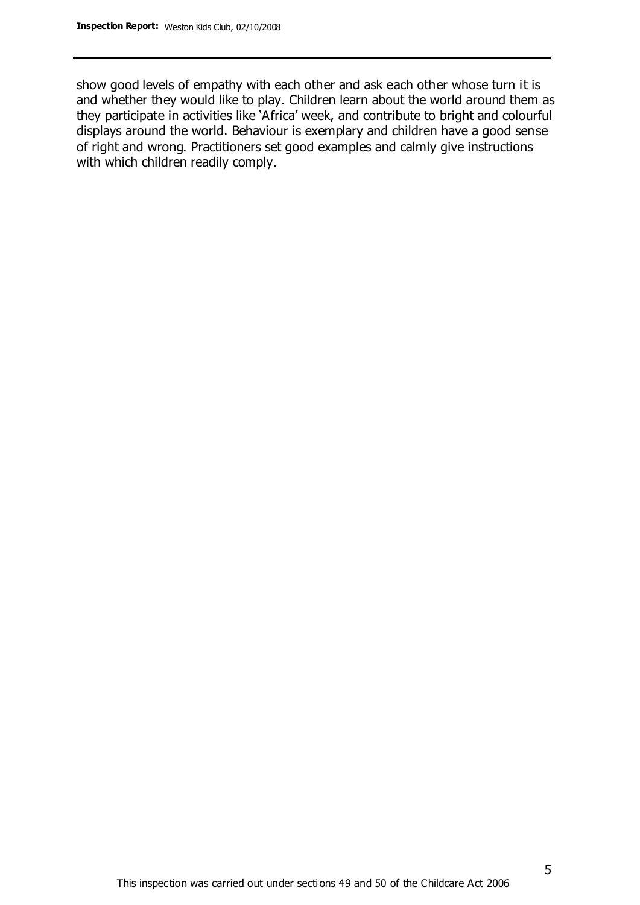show good levels of empathy with each other and ask each other whose turn it is and whether they would like to play. Children learn about the world around them as they participate in activities like 'Africa' week, and contribute to bright and colourful displays around the world. Behaviour is exemplary and children have a good sense of right and wrong. Practitioners set good examples and calmly give instructions with which children readily comply.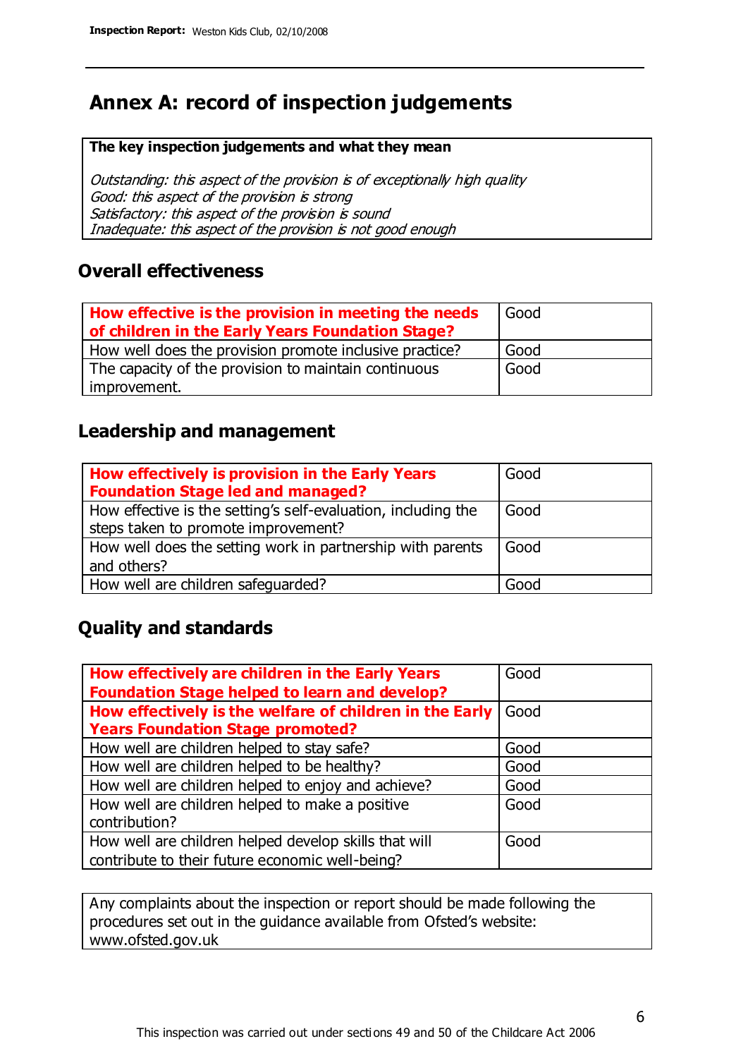## Annex A: record of inspection judgements

| The key inspection judgements and what they mean |
|---|
| *Outstanding: this aspect of the provision is of exceptionally high quality*<br>*Good: this aspect of the provision is strong*<br>*Satisfactory: this aspect of the provision is sound*<br>*Inadequate: this aspect of the provision is not good enough* |

### Overall effectiveness

| | |
|---|---|
| **How effective is the provision in meeting the needs of children in the Early Years Foundation Stage?** | Good |
| How well does the provision promote inclusive practice? | Good |
| The capacity of the provision to maintain continuous improvement. | Good |

### Leadership and management

| | |
|---|---|
| **How effectively is provision in the Early Years Foundation Stage led and managed?** | Good |
| How effective is the setting's self-evaluation, including the steps taken to promote improvement? | Good |
| How well does the setting work in partnership with parents and others? | Good |
| How well are children safeguarded? | Good |

### Quality and standards

| | |
|---|---|
| **How effectively are children in the Early Years Foundation Stage helped to learn and develop?** | Good |
| **How effectively is the welfare of children in the Early Years Foundation Stage promoted?** | Good |
| How well are children helped to stay safe? | Good |
| How well are children helped to be healthy? | Good |
| How well are children helped to enjoy and achieve? | Good |
| How well are children helped to make a positive contribution? | Good |
| How well are children helped develop skills that will contribute to their future economic well-being? | Good |

Any complaints about the inspection or report should be made following the procedures set out in the guidance available from Ofsted's website: www.ofsted.gov.uk

This inspection was carried out under sections 49 and 50 of the Childcare Act 2006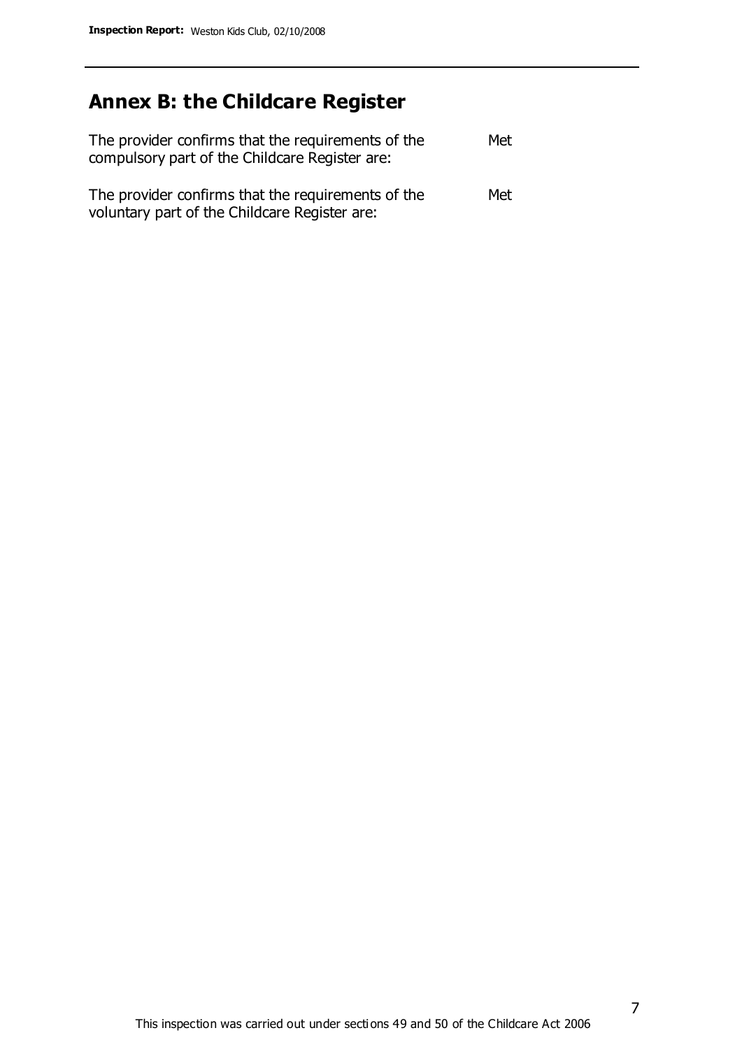## Annex B: the Childcare Register

| | |
|---|---|
| The provider confirms that the requirements of the compulsory part of the Childcare Register are: | Met |
| The provider confirms that the requirements of the voluntary part of the Childcare Register are: | Met |

This inspection was carried out under sections 49 and 50 of the Childcare Act 2006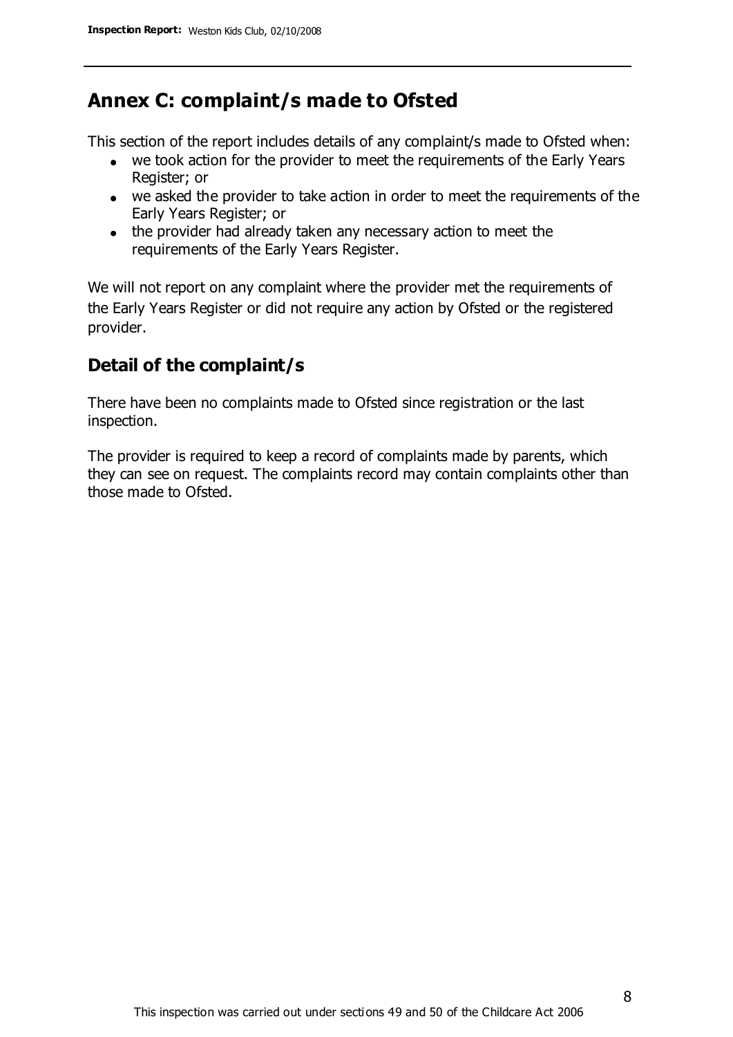## Annex C: complaint/s made to Ofsted

This section of the report includes details of any complaint/s made to Ofsted when:

- we took action for the provider to meet the requirements of the Early Years Register; or
- we asked the provider to take action in order to meet the requirements of the Early Years Register; or
- the provider had already taken any necessary action to meet the requirements of the Early Years Register.

We will not report on any complaint where the provider met the requirements of the Early Years Register or did not require any action by Ofsted or the registered provider.

### Detail of the complaint/s

There have been no complaints made to Ofsted since registration or the last inspection.

The provider is required to keep a record of complaints made by parents, which they can see on request. The complaints record may contain complaints other than those made to Ofsted.